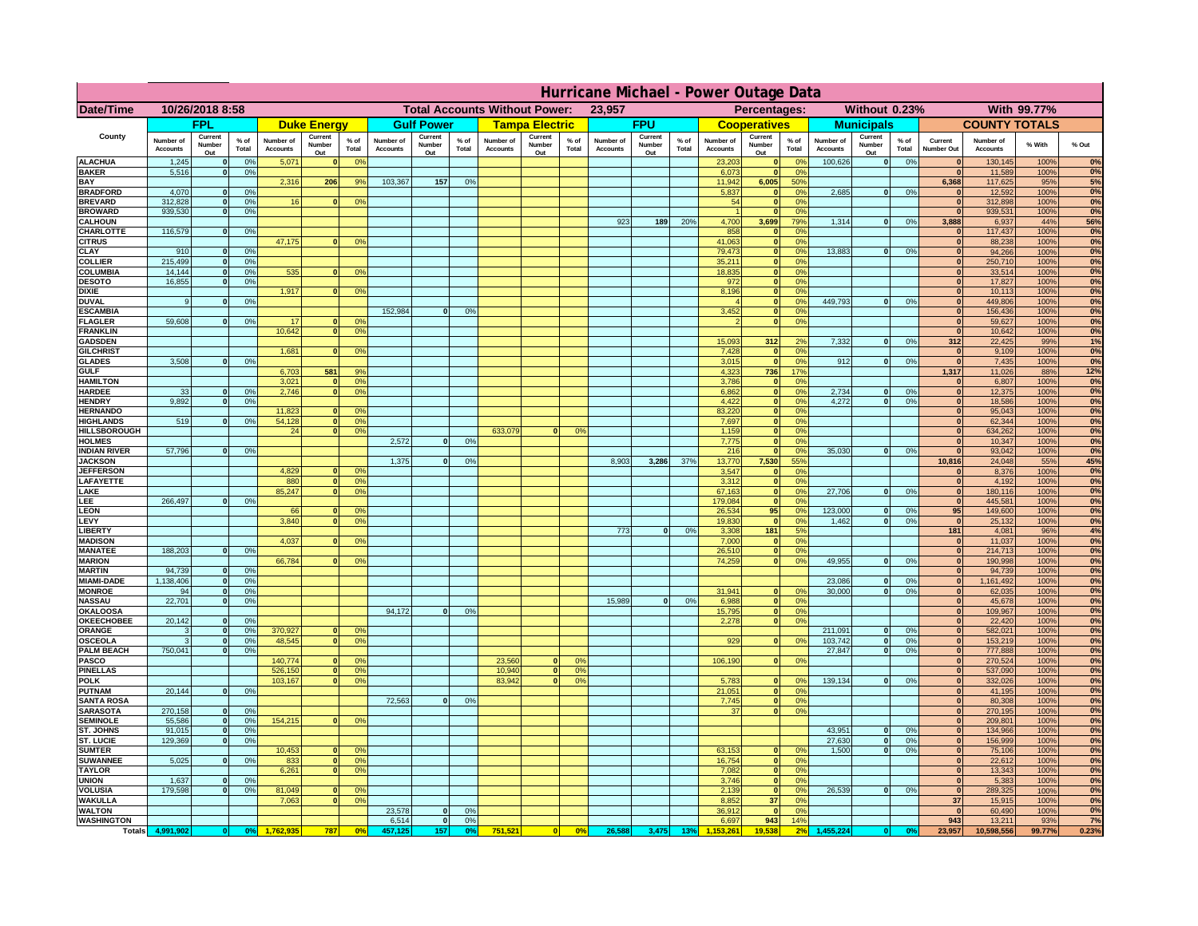# Hurricane Michael - Power Outage Data

| Date/Time | 10/26/2018 8:58 | Total Accounts Without Power: | 23,957 | Percentages: | Without 0.23% | With 99.77% |
|---|---|---|---|---|---|---|

| County | FPL | | | Duke Energy | | | Gulf Power | | | Tampa Electric | | | FPU | | | Cooperatives | | | Municipals | | | COUNTY TOTALS | | | |
|---|---|---|---|---|---|---|---|---|---|---|---|---|---|---|---|---|---|---|---|---|---|---|---|---|---|
| | Number of Accounts | Current Number Out | % of Total | Number of Accounts | Current Number Out | % of Total | Number of Accounts | Current Number Out | % of Total | Number of Accounts | Current Number Out | % of Total | Number of Accounts | Current Number Out | % of Total | Number of Accounts | Current Number Out | % of Total | Number of Accounts | Current Number Out | % of Total | Current Number Out | Number of Accounts | % With | % Out |
| ALACHUA | 1,245 | 0 | 0% | 5,071 | 0 | 0% | | | | | | | | | | 23,203 | 0 | 0% | 100,626 | 0 | 0% | 0 | 130,145 | 100% | 0% |
| BAKER | 5,516 | 0 | 0% | | | | | | | | | | | | | 6,073 | 0 | 0% | | | | 0 | 11,589 | 100% | 0% |
| BAY | | | | 2,316 | 206 | 9% | 103,367 | 157 | 0% | | | | | | | 11,942 | 6,005 | 50% | | | | 6,368 | 117,625 | 95% | 5% |
| BRADFORD | 4,070 | 0 | 0% | | | | | | | | | | | | | 5,837 | 0 | 0% | 2,685 | 0 | 0% | 0 | 12,592 | 100% | 0% |
| BREVARD | 312,828 | 0 | 0% | 16 | 0 | 0% | | | | | | | | | | 54 | 0 | 0% | | | | 0 | 312,898 | 100% | 0% |
| BROWARD | 939,530 | 0 | 0% | | | | | | | | | | | | | 1 | 0 | 0% | | | | 0 | 939,531 | 100% | 0% |
| CALHOUN | | | | | | | | | | | | | 923 | 189 | 20% | 4,700 | 3,699 | 79% | 1,314 | 0 | 0% | 3,888 | 6,937 | 44% | 56% |
| CHARLOTTE | 116,579 | 0 | 0% | | | | | | | | | | | | | 858 | 0 | 0% | | | | 0 | 117,437 | 100% | 0% |
| CITRUS | | | | 47,175 | 0 | 0% | | | | | | | | | | 41,063 | 0 | 0% | | | | 0 | 88,238 | 100% | 0% |
| CLAY | 910 | 0 | 0% | | | | | | | | | | | | | 79,473 | 0 | 0% | 13,883 | 0 | 0% | 0 | 94,266 | 100% | 0% |
| COLLIER | 215,499 | 0 | 0% | | | | | | | | | | | | | 35,211 | 0 | 0% | | | | 0 | 250,710 | 100% | 0% |
| COLUMBIA | 14,144 | 0 | 0% | 535 | 0 | 0% | | | | | | | | | | 18,835 | 0 | 0% | | | | 0 | 33,514 | 100% | 0% |
| DESOTO | 16,855 | 0 | 0% | | | | | | | | | | | | | 972 | 0 | 0% | | | | 0 | 17,827 | 100% | 0% |
| DIXIE | | | | 1,917 | 0 | 0% | | | | | | | | | | 8,196 | 0 | 0% | | | | 0 | 10,113 | 100% | 0% |
| DUVAL | 9 | 0 | 0% | | | | | | | | | | | | | 4 | 0 | 0% | 449,793 | 0 | 0% | 0 | 449,806 | 100% | 0% |
| ESCAMBIA | | | | | | | 152,984 | 0 | 0% | | | | | | | 3,452 | 0 | 0% | | | | 0 | 156,436 | 100% | 0% |
| FLAGLER | 59,608 | 0 | 0% | 17 | 0 | 0% | | | | | | | | | | 2 | 0 | 0% | | | | 0 | 59,627 | 100% | 0% |
| FRANKLIN | | | | 10,642 | 0 | 0% | | | | | | | | | | | | | | | | 0 | 10,642 | 100% | 0% |
| GADSDEN | | | | | | | | | | | | | | | | 15,093 | 312 | 2% | 7,332 | 0 | 0% | 312 | 22,425 | 99% | 1% |
| GILCHRIST | | | | 1,681 | 0 | 0% | | | | | | | | | | 7,428 | 0 | 0% | | | | 0 | 9,109 | 100% | 0% |
| GLADES | 3,508 | 0 | 0% | | | | | | | | | | | | | 3,015 | 0 | 0% | 912 | 0 | 0% | 0 | 7,435 | 100% | 0% |
| GULF | | | | 6,703 | 581 | 9% | | | | | | | | | | 4,323 | 736 | 17% | | | | 1,317 | 11,026 | 88% | 12% |
| HAMILTON | | | | 3,021 | 0 | 0% | | | | | | | | | | 3,786 | 0 | 0% | | | | 0 | 6,807 | 100% | 0% |
| HARDEE | 33 | 0 | 0% | 2,746 | 0 | 0% | | | | | | | | | | 6,862 | 0 | 0% | 2,734 | 0 | 0% | 0 | 12,375 | 100% | 0% |
| HENDRY | 9,892 | 0 | 0% | | | | | | | | | | | | | 4,422 | 0 | 0% | 4,272 | 0 | 0% | 0 | 18,586 | 100% | 0% |
| HERNANDO | | | | 11,823 | 0 | 0% | | | | | | | | | | 83,220 | 0 | 0% | | | | 0 | 95,043 | 100% | 0% |
| HIGHLANDS | 519 | 0 | 0% | 54,128 | 0 | 0% | | | | | | | | | | 7,697 | 0 | 0% | | | | 0 | 62,344 | 100% | 0% |
| HILLSBOROUGH | | | | 24 | 0 | 0% | | | | 633,079 | 0 | 0% | | | | 1,159 | 0 | 0% | | | | 0 | 634,262 | 100% | 0% |
| HOLMES | | | | | | | 2,572 | 0 | 0% | | | | | | | 7,775 | 0 | 0% | | | | 0 | 10,347 | 100% | 0% |
| INDIAN RIVER | 57,796 | 0 | 0% | | | | | | | | | | | | | 216 | 0 | 0% | 35,030 | 0 | 0% | 0 | 93,042 | 100% | 0% |
| JACKSON | | | | | | | 1,375 | 0 | 0% | | | | 8,903 | 3,286 | 37% | 13,770 | 7,530 | 55% | | | | 10,816 | 24,048 | 55% | 45% |
| JEFFERSON | | | | 4,829 | 0 | 0% | | | | | | | | | | 3,547 | 0 | 0% | | | | 0 | 8,376 | 100% | 0% |
| LAFAYETTE | | | | 880 | 0 | 0% | | | | | | | | | | 3,312 | 0 | 0% | | | | 0 | 4,192 | 100% | 0% |
| LAKE | | | | 85,247 | 0 | 0% | | | | | | | | | | 67,163 | 0 | 0% | 27,706 | 0 | 0% | 0 | 180,116 | 100% | 0% |
| LEE | 266,497 | 0 | 0% | | | | | | | | | | | | | 179,084 | 0 | 0% | | | | 0 | 445,581 | 100% | 0% |
| LEON | | | | 66 | 0 | 0% | | | | | | | | | | 26,534 | 95 | 0% | 123,000 | 0 | 0% | 95 | 149,600 | 100% | 0% |
| LEVY | | | | 3,840 | 0 | 0% | | | | | | | | | | 19,830 | 0 | 0% | 1,462 | 0 | 0% | 0 | 25,132 | 100% | 0% |
| LIBERTY | | | | | | | | | | | | | 773 | 0 | 0% | 3,308 | 181 | 5% | | | | 181 | 4,081 | 96% | 4% |
| MADISON | | | | 4,037 | 0 | 0% | | | | | | | | | | 7,000 | 0 | 0% | | | | 0 | 11,037 | 100% | 0% |
| MANATEE | 188,203 | 0 | 0% | | | | | | | | | | | | | 26,510 | 0 | 0% | | | | 0 | 214,713 | 100% | 0% |
| MARION | | | | 66,784 | 0 | 0% | | | | | | | | | | 74,259 | 0 | 0% | 49,955 | 0 | 0% | 0 | 190,998 | 100% | 0% |
| MARTIN | 94,739 | 0 | 0% | | | | | | | | | | | | | | | | | | | 0 | 94,739 | 100% | 0% |
| MIAMI-DADE | 1,138,406 | 0 | 0% | | | | | | | | | | | | | | | | 23,086 | 0 | 0% | 0 | 1,161,492 | 100% | 0% |
| MONROE | 94 | 0 | 0% | | | | | | | | | | | | | 31,941 | 0 | 0% | 30,000 | 0 | 0% | 0 | 62,035 | 100% | 0% |
| NASSAU | 22,701 | 0 | 0% | | | | | | | | | | 15,989 | 0 | 0% | 6,988 | 0 | 0% | | | | 0 | 45,678 | 100% | 0% |
| OKALOOSA | | | | | | | 94,172 | 0 | 0% | | | | | | | 15,795 | 0 | 0% | | | | 0 | 109,967 | 100% | 0% |
| OKEECHOBEE | 20,142 | 0 | 0% | | | | | | | | | | | | | 2,278 | 0 | 0% | | | | 0 | 22,420 | 100% | 0% |
| ORANGE | 3 | 0 | 0% | 370,927 | 0 | 0% | | | | | | | | | | | | | 211,091 | 0 | 0% | 0 | 582,021 | 100% | 0% |
| OSCEOLA | 3 | 0 | 0% | 48,545 | 0 | 0% | | | | | | | | | | 929 | 0 | 0% | 103,742 | 0 | 0% | 0 | 153,219 | 100% | 0% |
| PALM BEACH | 750,041 | 0 | 0% | | | | | | | | | | | | | | | | 27,847 | 0 | 0% | 0 | 777,888 | 100% | 0% |
| PASCO | | | | 140,774 | 0 | 0% | | | | 23,560 | 0 | 0% | | | | 106,190 | 0 | 0% | | | | 0 | 270,524 | 100% | 0% |
| PINELLAS | | | | 526,150 | 0 | 0% | | | | 10,940 | 0 | 0% | | | | | | | | | | 0 | 537,090 | 100% | 0% |
| POLK | | | | 103,167 | 0 | 0% | | | | 83,942 | 0 | 0% | | | | 5,783 | 0 | 0% | 139,134 | 0 | 0% | 0 | 332,026 | 100% | 0% |
| PUTNAM | 20,144 | 0 | 0% | | | | | | | | | | | | | 21,051 | 0 | 0% | | | | 0 | 41,195 | 100% | 0% |
| SANTA ROSA | | | | | | | 72,563 | 0 | 0% | | | | | | | 7,745 | 0 | 0% | | | | 0 | 80,308 | 100% | 0% |
| SARASOTA | 270,158 | 0 | 0% | | | | | | | | | | | | | 37 | 0 | 0% | | | | 0 | 270,195 | 100% | 0% |
| SEMINOLE | 55,586 | 0 | 0% | 154,215 | 0 | 0% | | | | | | | | | | | | | | | | 0 | 209,801 | 100% | 0% |
| ST. JOHNS | 91,015 | 0 | 0% | | | | | | | | | | | | | | | | 43,951 | 0 | 0% | 0 | 134,966 | 100% | 0% |
| ST. LUCIE | 129,369 | 0 | 0% | | | | | | | | | | | | | | | | 27,630 | 0 | 0% | 0 | 156,999 | 100% | 0% |
| SUMTER | | | | 10,453 | 0 | 0% | | | | | | | | | | 63,153 | 0 | 0% | 1,500 | 0 | 0% | 0 | 75,106 | 100% | 0% |
| SUWANNEE | 5,025 | 0 | 0% | 833 | 0 | 0% | | | | | | | | | | 16,754 | 0 | 0% | | | | 0 | 22,612 | 100% | 0% |
| TAYLOR | | | | 6,261 | 0 | 0% | | | | | | | | | | 7,082 | 0 | 0% | | | | 0 | 13,343 | 100% | 0% |
| UNION | 1,637 | 0 | 0% | | | | | | | | | | | | | 3,746 | 0 | 0% | | | | 0 | 5,383 | 100% | 0% |
| VOLUSIA | 179,598 | 0 | 0% | 81,049 | 0 | 0% | | | | | | | | | | 2,139 | 0 | 0% | 26,539 | 0 | 0% | 0 | 289,325 | 100% | 0% |
| WAKULLA | | | | 7,063 | 0 | 0% | | | | | | | | | | 8,852 | 37 | 0% | | | | 37 | 15,915 | 100% | 0% |
| WALTON | | | | | | | 23,578 | 0 | 0% | | | | | | | 36,912 | 0 | 0% | | | | 0 | 60,490 | 100% | 0% |
| WASHINGTON | | | | | | | 6,514 | 0 | 0% | | | | | | | 6,697 | 943 | 14% | | | | 943 | 13,211 | 93% | 7% |
| Totals | 4,991,902 | 0 | 0% | 1,762,935 | 787 | 0% | 457,125 | 157 | 0% | 751,521 | 0 | 0% | 26,588 | 3,475 | 13% | 1,153,261 | 19,538 | 2% | 1,455,224 | 0 | 0% | 23,957 | 10,598,556 | 99.77% | 0.23% |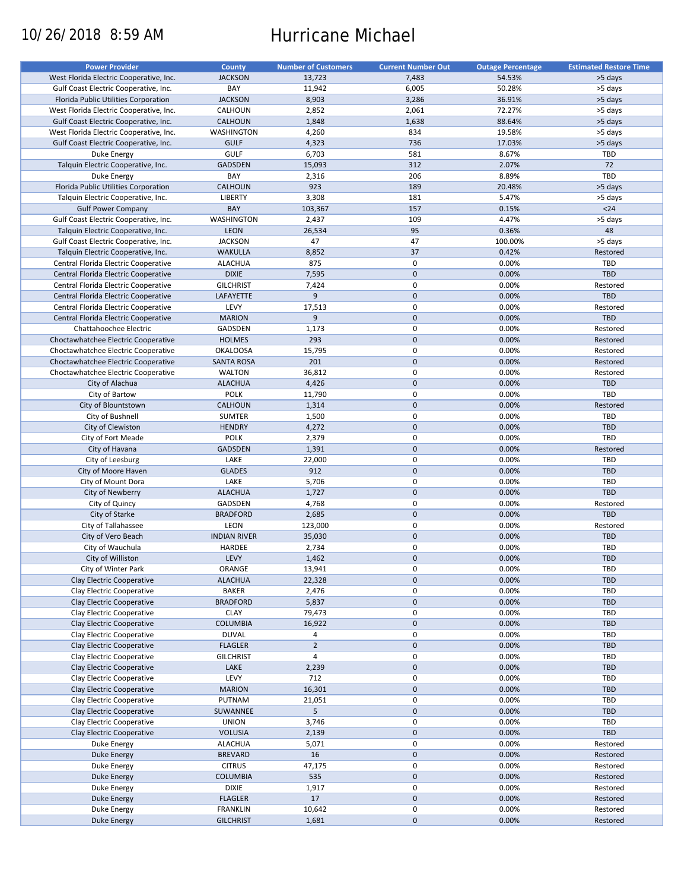10/26/2018 8:59 AM

# Hurricane Michael

| Power Provider | County | Number of Customers | Current Number Out | Outage Percentage | Estimated Restore Time |
|---|---|---|---|---|---|
| West Florida Electric Cooperative, Inc. | JACKSON | 13,723 | 7,483 | 54.53% | >5 days |
| Gulf Coast Electric Cooperative, Inc. | BAY | 11,942 | 6,005 | 50.28% | >5 days |
| Florida Public Utilities Corporation | JACKSON | 8,903 | 3,286 | 36.91% | >5 days |
| West Florida Electric Cooperative, Inc. | CALHOUN | 2,852 | 2,061 | 72.27% | >5 days |
| Gulf Coast Electric Cooperative, Inc. | CALHOUN | 1,848 | 1,638 | 88.64% | >5 days |
| West Florida Electric Cooperative, Inc. | WASHINGTON | 4,260 | 834 | 19.58% | >5 days |
| Gulf Coast Electric Cooperative, Inc. | GULF | 4,323 | 736 | 17.03% | >5 days |
| Duke Energy | GULF | 6,703 | 581 | 8.67% | TBD |
| Talquin Electric Cooperative, Inc. | GADSDEN | 15,093 | 312 | 2.07% | 72 |
| Duke Energy | BAY | 2,316 | 206 | 8.89% | TBD |
| Florida Public Utilities Corporation | CALHOUN | 923 | 189 | 20.48% | >5 days |
| Talquin Electric Cooperative, Inc. | LIBERTY | 3,308 | 181 | 5.47% | >5 days |
| Gulf Power Company | BAY | 103,367 | 157 | 0.15% | <24 |
| Gulf Coast Electric Cooperative, Inc. | WASHINGTON | 2,437 | 109 | 4.47% | >5 days |
| Talquin Electric Cooperative, Inc. | LEON | 26,534 | 95 | 0.36% | 48 |
| Gulf Coast Electric Cooperative, Inc. | JACKSON | 47 | 47 | 100.00% | >5 days |
| Talquin Electric Cooperative, Inc. | WAKULLA | 8,852 | 37 | 0.42% | Restored |
| Central Florida Electric Cooperative | ALACHUA | 875 | 0 | 0.00% | TBD |
| Central Florida Electric Cooperative | DIXIE | 7,595 | 0 | 0.00% | TBD |
| Central Florida Electric Cooperative | GILCHRIST | 7,424 | 0 | 0.00% | Restored |
| Central Florida Electric Cooperative | LAFAYETTE | 9 | 0 | 0.00% | TBD |
| Central Florida Electric Cooperative | LEVY | 17,513 | 0 | 0.00% | Restored |
| Central Florida Electric Cooperative | MARION | 9 | 0 | 0.00% | TBD |
| Chattahoochee Electric | GADSDEN | 1,173 | 0 | 0.00% | Restored |
| Choctawhatchee Electric Cooperative | HOLMES | 293 | 0 | 0.00% | Restored |
| Choctawhatchee Electric Cooperative | OKALOOSA | 15,795 | 0 | 0.00% | Restored |
| Choctawhatchee Electric Cooperative | SANTA ROSA | 201 | 0 | 0.00% | Restored |
| Choctawhatchee Electric Cooperative | WALTON | 36,812 | 0 | 0.00% | Restored |
| City of Alachua | ALACHUA | 4,426 | 0 | 0.00% | TBD |
| City of Bartow | POLK | 11,790 | 0 | 0.00% | TBD |
| City of Blountstown | CALHOUN | 1,314 | 0 | 0.00% | Restored |
| City of Bushnell | SUMTER | 1,500 | 0 | 0.00% | TBD |
| City of Clewiston | HENDRY | 4,272 | 0 | 0.00% | TBD |
| City of Fort Meade | POLK | 2,379 | 0 | 0.00% | TBD |
| City of Havana | GADSDEN | 1,391 | 0 | 0.00% | Restored |
| City of Leesburg | LAKE | 22,000 | 0 | 0.00% | TBD |
| City of Moore Haven | GLADES | 912 | 0 | 0.00% | TBD |
| City of Mount Dora | LAKE | 5,706 | 0 | 0.00% | TBD |
| City of Newberry | ALACHUA | 1,727 | 0 | 0.00% | TBD |
| City of Quincy | GADSDEN | 4,768 | 0 | 0.00% | Restored |
| City of Starke | BRADFORD | 2,685 | 0 | 0.00% | TBD |
| City of Tallahassee | LEON | 123,000 | 0 | 0.00% | Restored |
| City of Vero Beach | INDIAN RIVER | 35,030 | 0 | 0.00% | TBD |
| City of Wauchula | HARDEE | 2,734 | 0 | 0.00% | TBD |
| City of Williston | LEVY | 1,462 | 0 | 0.00% | TBD |
| City of Winter Park | ORANGE | 13,941 | 0 | 0.00% | TBD |
| Clay Electric Cooperative | ALACHUA | 22,328 | 0 | 0.00% | TBD |
| Clay Electric Cooperative | BAKER | 2,476 | 0 | 0.00% | TBD |
| Clay Electric Cooperative | BRADFORD | 5,837 | 0 | 0.00% | TBD |
| Clay Electric Cooperative | CLAY | 79,473 | 0 | 0.00% | TBD |
| Clay Electric Cooperative | COLUMBIA | 16,922 | 0 | 0.00% | TBD |
| Clay Electric Cooperative | DUVAL | 4 | 0 | 0.00% | TBD |
| Clay Electric Cooperative | FLAGLER | 2 | 0 | 0.00% | TBD |
| Clay Electric Cooperative | GILCHRIST | 4 | 0 | 0.00% | TBD |
| Clay Electric Cooperative | LAKE | 2,239 | 0 | 0.00% | TBD |
| Clay Electric Cooperative | LEVY | 712 | 0 | 0.00% | TBD |
| Clay Electric Cooperative | MARION | 16,301 | 0 | 0.00% | TBD |
| Clay Electric Cooperative | PUTNAM | 21,051 | 0 | 0.00% | TBD |
| Clay Electric Cooperative | SUWANNEE | 5 | 0 | 0.00% | TBD |
| Clay Electric Cooperative | UNION | 3,746 | 0 | 0.00% | TBD |
| Clay Electric Cooperative | VOLUSIA | 2,139 | 0 | 0.00% | TBD |
| Duke Energy | ALACHUA | 5,071 | 0 | 0.00% | Restored |
| Duke Energy | BREVARD | 16 | 0 | 0.00% | Restored |
| Duke Energy | CITRUS | 47,175 | 0 | 0.00% | Restored |
| Duke Energy | COLUMBIA | 535 | 0 | 0.00% | Restored |
| Duke Energy | DIXIE | 1,917 | 0 | 0.00% | Restored |
| Duke Energy | FLAGLER | 17 | 0 | 0.00% | Restored |
| Duke Energy | FRANKLIN | 10,642 | 0 | 0.00% | Restored |
| Duke Energy | GILCHRIST | 1,681 | 0 | 0.00% | Restored |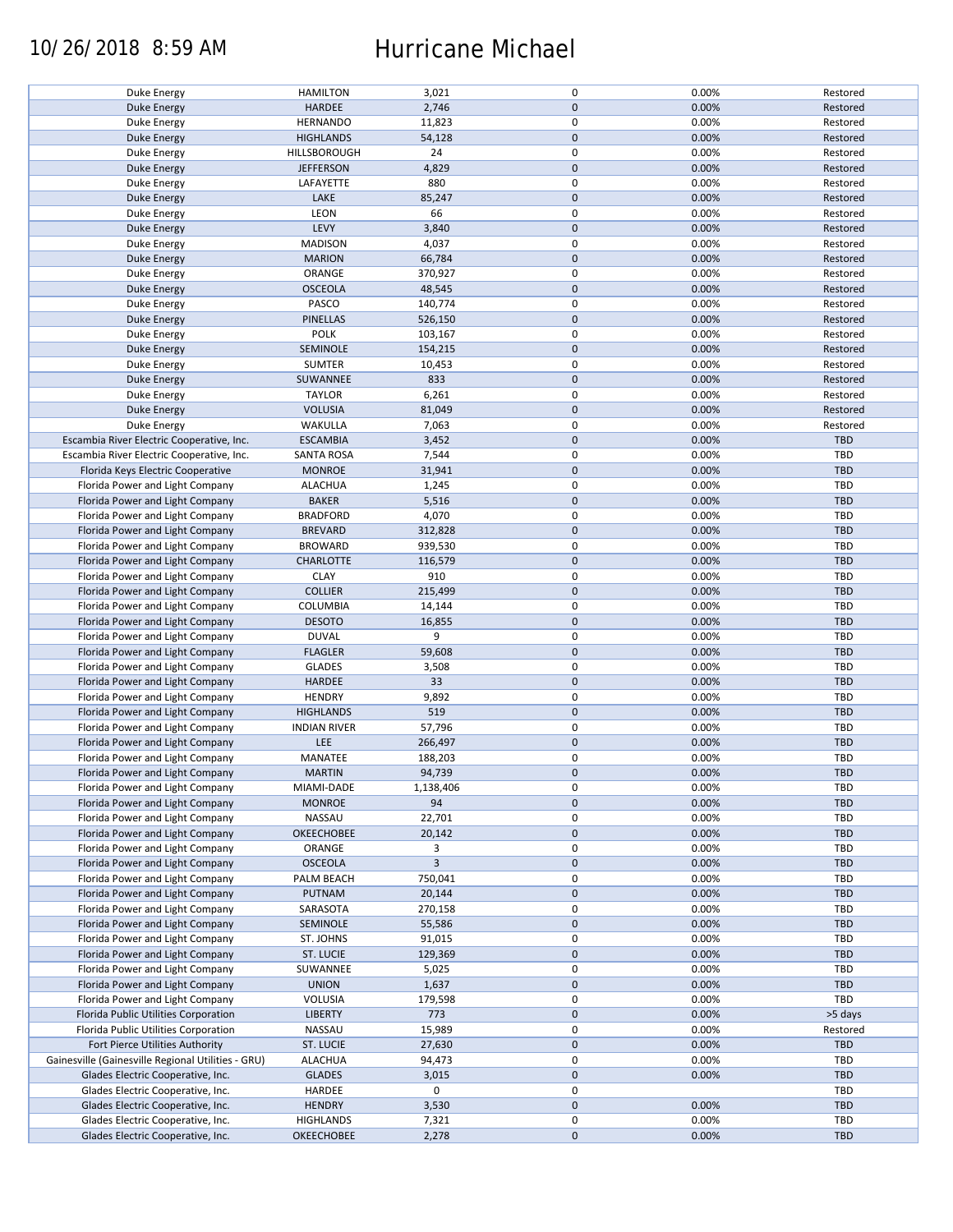| | | | | | |
|---|---|---|---|---|---|
| Duke Energy | HAMILTON | 3,021 | 0 | 0.00% | Restored |
| Duke Energy | HARDEE | 2,746 | 0 | 0.00% | Restored |
| Duke Energy | HERNANDO | 11,823 | 0 | 0.00% | Restored |
| Duke Energy | HIGHLANDS | 54,128 | 0 | 0.00% | Restored |
| Duke Energy | HILLSBOROUGH | 24 | 0 | 0.00% | Restored |
| Duke Energy | JEFFERSON | 4,829 | 0 | 0.00% | Restored |
| Duke Energy | LAFAYETTE | 880 | 0 | 0.00% | Restored |
| Duke Energy | LAKE | 85,247 | 0 | 0.00% | Restored |
| Duke Energy | LEON | 66 | 0 | 0.00% | Restored |
| Duke Energy | LEVY | 3,840 | 0 | 0.00% | Restored |
| Duke Energy | MADISON | 4,037 | 0 | 0.00% | Restored |
| Duke Energy | MARION | 66,784 | 0 | 0.00% | Restored |
| Duke Energy | ORANGE | 370,927 | 0 | 0.00% | Restored |
| Duke Energy | OSCEOLA | 48,545 | 0 | 0.00% | Restored |
| Duke Energy | PASCO | 140,774 | 0 | 0.00% | Restored |
| Duke Energy | PINELLAS | 526,150 | 0 | 0.00% | Restored |
| Duke Energy | POLK | 103,167 | 0 | 0.00% | Restored |
| Duke Energy | SEMINOLE | 154,215 | 0 | 0.00% | Restored |
| Duke Energy | SUMTER | 10,453 | 0 | 0.00% | Restored |
| Duke Energy | SUWANNEE | 833 | 0 | 0.00% | Restored |
| Duke Energy | TAYLOR | 6,261 | 0 | 0.00% | Restored |
| Duke Energy | VOLUSIA | 81,049 | 0 | 0.00% | Restored |
| Duke Energy | WAKULLA | 7,063 | 0 | 0.00% | Restored |
| Escambia River Electric Cooperative, Inc. | ESCAMBIA | 3,452 | 0 | 0.00% | TBD |
| Escambia River Electric Cooperative, Inc. | SANTA ROSA | 7,544 | 0 | 0.00% | TBD |
| Florida Keys Electric Cooperative | MONROE | 31,941 | 0 | 0.00% | TBD |
| Florida Power and Light Company | ALACHUA | 1,245 | 0 | 0.00% | TBD |
| Florida Power and Light Company | BAKER | 5,516 | 0 | 0.00% | TBD |
| Florida Power and Light Company | BRADFORD | 4,070 | 0 | 0.00% | TBD |
| Florida Power and Light Company | BREVARD | 312,828 | 0 | 0.00% | TBD |
| Florida Power and Light Company | BROWARD | 939,530 | 0 | 0.00% | TBD |
| Florida Power and Light Company | CHARLOTTE | 116,579 | 0 | 0.00% | TBD |
| Florida Power and Light Company | CLAY | 910 | 0 | 0.00% | TBD |
| Florida Power and Light Company | COLLIER | 215,499 | 0 | 0.00% | TBD |
| Florida Power and Light Company | COLUMBIA | 14,144 | 0 | 0.00% | TBD |
| Florida Power and Light Company | DESOTO | 16,855 | 0 | 0.00% | TBD |
| Florida Power and Light Company | DUVAL | 9 | 0 | 0.00% | TBD |
| Florida Power and Light Company | FLAGLER | 59,608 | 0 | 0.00% | TBD |
| Florida Power and Light Company | GLADES | 3,508 | 0 | 0.00% | TBD |
| Florida Power and Light Company | HARDEE | 33 | 0 | 0.00% | TBD |
| Florida Power and Light Company | HENDRY | 9,892 | 0 | 0.00% | TBD |
| Florida Power and Light Company | HIGHLANDS | 519 | 0 | 0.00% | TBD |
| Florida Power and Light Company | INDIAN RIVER | 57,796 | 0 | 0.00% | TBD |
| Florida Power and Light Company | LEE | 266,497 | 0 | 0.00% | TBD |
| Florida Power and Light Company | MANATEE | 188,203 | 0 | 0.00% | TBD |
| Florida Power and Light Company | MARTIN | 94,739 | 0 | 0.00% | TBD |
| Florida Power and Light Company | MIAMI-DADE | 1,138,406 | 0 | 0.00% | TBD |
| Florida Power and Light Company | MONROE | 94 | 0 | 0.00% | TBD |
| Florida Power and Light Company | NASSAU | 22,701 | 0 | 0.00% | TBD |
| Florida Power and Light Company | OKEECHOBEE | 20,142 | 0 | 0.00% | TBD |
| Florida Power and Light Company | ORANGE | 3 | 0 | 0.00% | TBD |
| Florida Power and Light Company | OSCEOLA | 3 | 0 | 0.00% | TBD |
| Florida Power and Light Company | PALM BEACH | 750,041 | 0 | 0.00% | TBD |
| Florida Power and Light Company | PUTNAM | 20,144 | 0 | 0.00% | TBD |
| Florida Power and Light Company | SARASOTA | 270,158 | 0 | 0.00% | TBD |
| Florida Power and Light Company | SEMINOLE | 55,586 | 0 | 0.00% | TBD |
| Florida Power and Light Company | ST. JOHNS | 91,015 | 0 | 0.00% | TBD |
| Florida Power and Light Company | ST. LUCIE | 129,369 | 0 | 0.00% | TBD |
| Florida Power and Light Company | SUWANNEE | 5,025 | 0 | 0.00% | TBD |
| Florida Power and Light Company | UNION | 1,637 | 0 | 0.00% | TBD |
| Florida Power and Light Company | VOLUSIA | 179,598 | 0 | 0.00% | TBD |
| Florida Public Utilities Corporation | LIBERTY | 773 | 0 | 0.00% | >5 days |
| Florida Public Utilities Corporation | NASSAU | 15,989 | 0 | 0.00% | Restored |
| Fort Pierce Utilities Authority | ST. LUCIE | 27,630 | 0 | 0.00% | TBD |
| Gainesville (Gainesville Regional Utilities - GRU) | ALACHUA | 94,473 | 0 | 0.00% | TBD |
| Glades Electric Cooperative, Inc. | GLADES | 3,015 | 0 | 0.00% | TBD |
| Glades Electric Cooperative, Inc. | HARDEE | 0 | 0 | | TBD |
| Glades Electric Cooperative, Inc. | HENDRY | 3,530 | 0 | 0.00% | TBD |
| Glades Electric Cooperative, Inc. | HIGHLANDS | 7,321 | 0 | 0.00% | TBD |
| Glades Electric Cooperative, Inc. | OKEECHOBEE | 2,278 | 0 | 0.00% | TBD |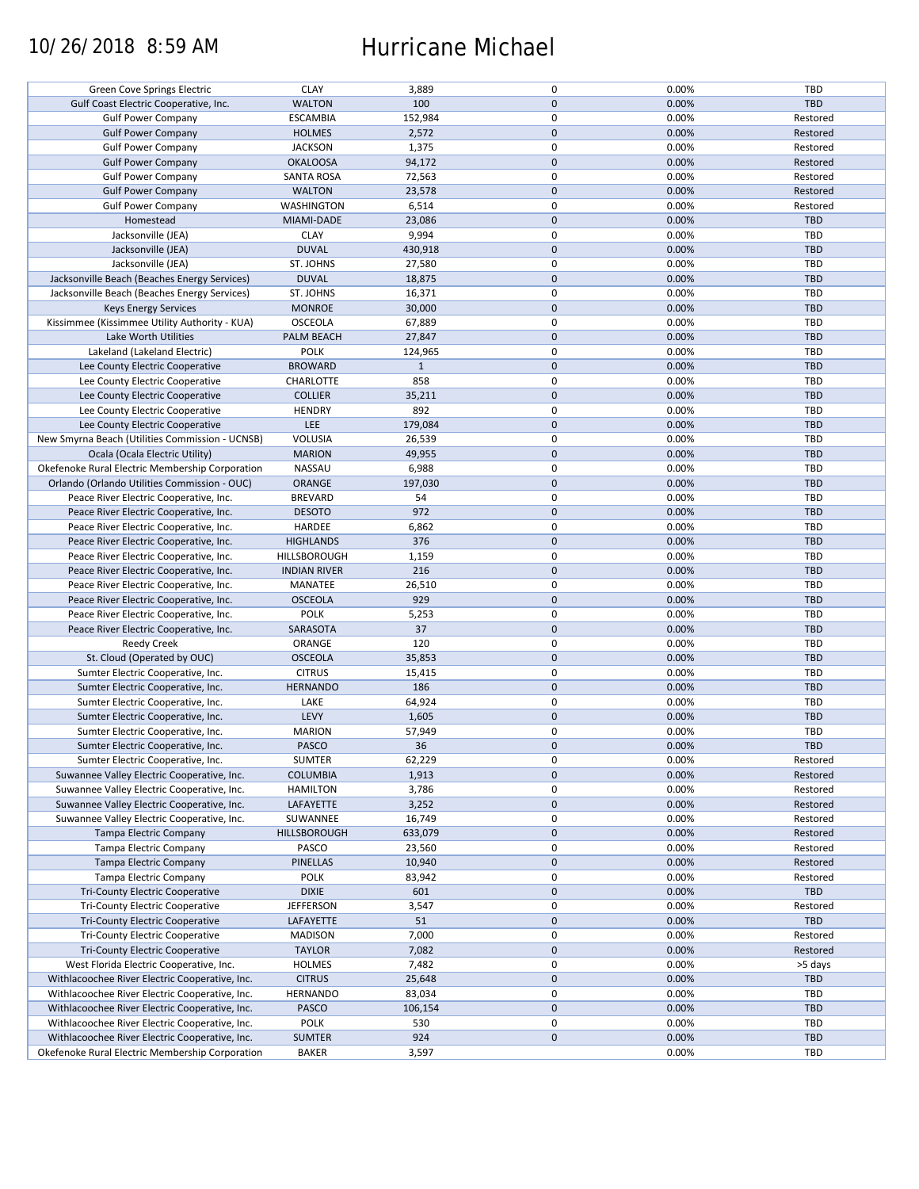| | | | | | |
|---|---|---|---|---|---|
| Green Cove Springs Electric | CLAY | 3,889 | 0 | 0.00% | TBD |
| Gulf Coast Electric Cooperative, Inc. | WALTON | 100 | 0 | 0.00% | TBD |
| Gulf Power Company | ESCAMBIA | 152,984 | 0 | 0.00% | Restored |
| Gulf Power Company | HOLMES | 2,572 | 0 | 0.00% | Restored |
| Gulf Power Company | JACKSON | 1,375 | 0 | 0.00% | Restored |
| Gulf Power Company | OKALOOSA | 94,172 | 0 | 0.00% | Restored |
| Gulf Power Company | SANTA ROSA | 72,563 | 0 | 0.00% | Restored |
| Gulf Power Company | WALTON | 23,578 | 0 | 0.00% | Restored |
| Gulf Power Company | WASHINGTON | 6,514 | 0 | 0.00% | Restored |
| Homestead | MIAMI-DADE | 23,086 | 0 | 0.00% | TBD |
| Jacksonville (JEA) | CLAY | 9,994 | 0 | 0.00% | TBD |
| Jacksonville (JEA) | DUVAL | 430,918 | 0 | 0.00% | TBD |
| Jacksonville (JEA) | ST. JOHNS | 27,580 | 0 | 0.00% | TBD |
| Jacksonville Beach (Beaches Energy Services) | DUVAL | 18,875 | 0 | 0.00% | TBD |
| Jacksonville Beach (Beaches Energy Services) | ST. JOHNS | 16,371 | 0 | 0.00% | TBD |
| Keys Energy Services | MONROE | 30,000 | 0 | 0.00% | TBD |
| Kissimmee (Kissimmee Utility Authority - KUA) | OSCEOLA | 67,889 | 0 | 0.00% | TBD |
| Lake Worth Utilities | PALM BEACH | 27,847 | 0 | 0.00% | TBD |
| Lakeland (Lakeland Electric) | POLK | 124,965 | 0 | 0.00% | TBD |
| Lee County Electric Cooperative | BROWARD | 1 | 0 | 0.00% | TBD |
| Lee County Electric Cooperative | CHARLOTTE | 858 | 0 | 0.00% | TBD |
| Lee County Electric Cooperative | COLLIER | 35,211 | 0 | 0.00% | TBD |
| Lee County Electric Cooperative | HENDRY | 892 | 0 | 0.00% | TBD |
| Lee County Electric Cooperative | LEE | 179,084 | 0 | 0.00% | TBD |
| New Smyrna Beach (Utilities Commission - UCNSB) | VOLUSIA | 26,539 | 0 | 0.00% | TBD |
| Ocala (Ocala Electric Utility) | MARION | 49,955 | 0 | 0.00% | TBD |
| Okefenoke Rural Electric Membership Corporation | NASSAU | 6,988 | 0 | 0.00% | TBD |
| Orlando (Orlando Utilities Commission - OUC) | ORANGE | 197,030 | 0 | 0.00% | TBD |
| Peace River Electric Cooperative, Inc. | BREVARD | 54 | 0 | 0.00% | TBD |
| Peace River Electric Cooperative, Inc. | DESOTO | 972 | 0 | 0.00% | TBD |
| Peace River Electric Cooperative, Inc. | HARDEE | 6,862 | 0 | 0.00% | TBD |
| Peace River Electric Cooperative, Inc. | HIGHLANDS | 376 | 0 | 0.00% | TBD |
| Peace River Electric Cooperative, Inc. | HILLSBOROUGH | 1,159 | 0 | 0.00% | TBD |
| Peace River Electric Cooperative, Inc. | INDIAN RIVER | 216 | 0 | 0.00% | TBD |
| Peace River Electric Cooperative, Inc. | MANATEE | 26,510 | 0 | 0.00% | TBD |
| Peace River Electric Cooperative, Inc. | OSCEOLA | 929 | 0 | 0.00% | TBD |
| Peace River Electric Cooperative, Inc. | POLK | 5,253 | 0 | 0.00% | TBD |
| Peace River Electric Cooperative, Inc. | SARASOTA | 37 | 0 | 0.00% | TBD |
| Reedy Creek | ORANGE | 120 | 0 | 0.00% | TBD |
| St. Cloud (Operated by OUC) | OSCEOLA | 35,853 | 0 | 0.00% | TBD |
| Sumter Electric Cooperative, Inc. | CITRUS | 15,415 | 0 | 0.00% | TBD |
| Sumter Electric Cooperative, Inc. | HERNANDO | 186 | 0 | 0.00% | TBD |
| Sumter Electric Cooperative, Inc. | LAKE | 64,924 | 0 | 0.00% | TBD |
| Sumter Electric Cooperative, Inc. | LEVY | 1,605 | 0 | 0.00% | TBD |
| Sumter Electric Cooperative, Inc. | MARION | 57,949 | 0 | 0.00% | TBD |
| Sumter Electric Cooperative, Inc. | PASCO | 36 | 0 | 0.00% | TBD |
| Sumter Electric Cooperative, Inc. | SUMTER | 62,229 | 0 | 0.00% | Restored |
| Suwannee Valley Electric Cooperative, Inc. | COLUMBIA | 1,913 | 0 | 0.00% | Restored |
| Suwannee Valley Electric Cooperative, Inc. | HAMILTON | 3,786 | 0 | 0.00% | Restored |
| Suwannee Valley Electric Cooperative, Inc. | LAFAYETTE | 3,252 | 0 | 0.00% | Restored |
| Suwannee Valley Electric Cooperative, Inc. | SUWANNEE | 16,749 | 0 | 0.00% | Restored |
| Tampa Electric Company | HILLSBOROUGH | 633,079 | 0 | 0.00% | Restored |
| Tampa Electric Company | PASCO | 23,560 | 0 | 0.00% | Restored |
| Tampa Electric Company | PINELLAS | 10,940 | 0 | 0.00% | Restored |
| Tampa Electric Company | POLK | 83,942 | 0 | 0.00% | Restored |
| Tri-County Electric Cooperative | DIXIE | 601 | 0 | 0.00% | TBD |
| Tri-County Electric Cooperative | JEFFERSON | 3,547 | 0 | 0.00% | Restored |
| Tri-County Electric Cooperative | LAFAYETTE | 51 | 0 | 0.00% | TBD |
| Tri-County Electric Cooperative | MADISON | 7,000 | 0 | 0.00% | Restored |
| Tri-County Electric Cooperative | TAYLOR | 7,082 | 0 | 0.00% | Restored |
| West Florida Electric Cooperative, Inc. | HOLMES | 7,482 | 0 | 0.00% | >5 days |
| Withlacoochee River Electric Cooperative, Inc. | CITRUS | 25,648 | 0 | 0.00% | TBD |
| Withlacoochee River Electric Cooperative, Inc. | HERNANDO | 83,034 | 0 | 0.00% | TBD |
| Withlacoochee River Electric Cooperative, Inc. | PASCO | 106,154 | 0 | 0.00% | TBD |
| Withlacoochee River Electric Cooperative, Inc. | POLK | 530 | 0 | 0.00% | TBD |
| Withlacoochee River Electric Cooperative, Inc. | SUMTER | 924 | 0 | 0.00% | TBD |
| Okefenoke Rural Electric Membership Corporation | BAKER | 3,597 | | 0.00% | TBD |